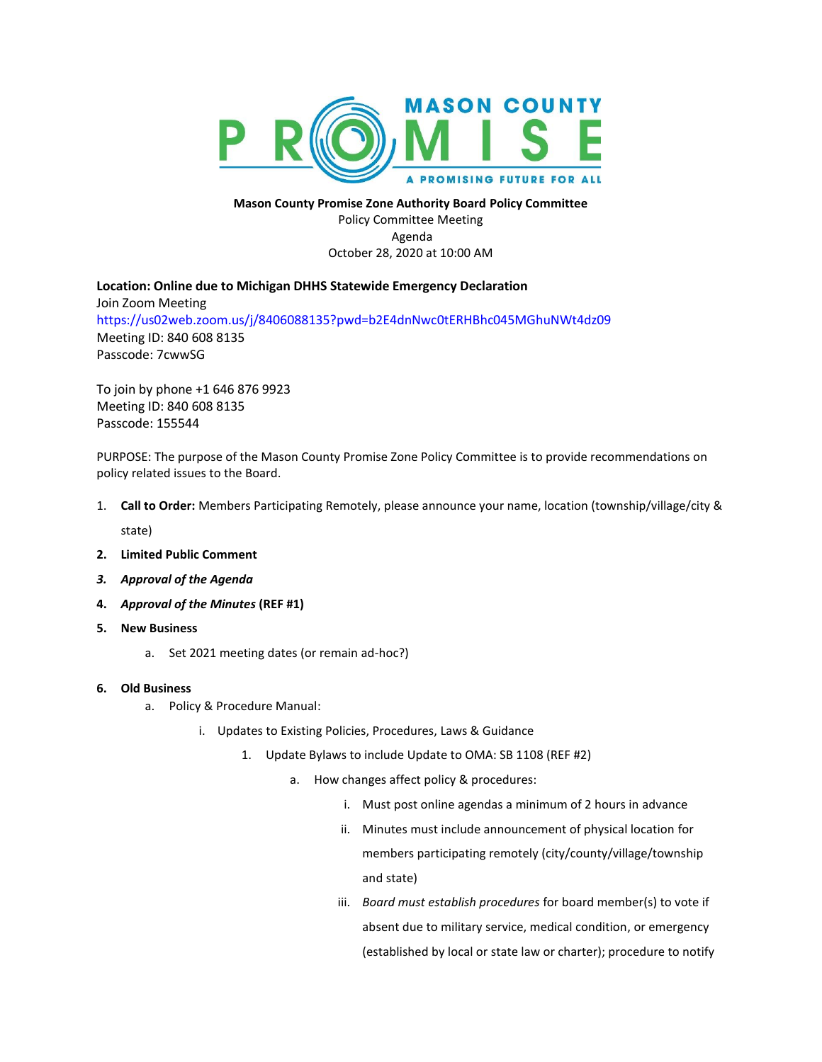**Mason County Promise Zone Authority Board Policy Committee**
Policy Committee Meeting
Agenda
October 28, 2020 at 10:00 AM

**Location: Online due to Michigan DHHS Statewide Emergency Declaration**
Join Zoom Meeting
https://us02web.zoom.us/j/8406088135?pwd=b2E4dnNwc0tERHBhc045MGhuNWt4dz09
Meeting ID: 840 608 8135
Passcode: 7cwwSG

To join by phone +1 646 876 9923
Meeting ID: 840 608 8135
Passcode: 155544

PURPOSE: The purpose of the Mason County Promise Zone Policy Committee is to provide recommendations on policy related issues to the Board.

1. **Call to Order:** Members Participating Remotely, please announce your name, location (township/village/city & state)
2. **Limited Public Comment**
3. ***Approval of the Agenda***
4. ***Approval of the Minutes*** **(REF #1)**
5. **New Business**
   a. Set 2021 meeting dates (or remain ad-hoc?)
6. **Old Business**
   a. Policy & Procedure Manual:
      i. Updates to Existing Policies, Procedures, Laws & Guidance
         1. Update Bylaws to include Update to OMA: SB 1108 (REF #2)
            a. How changes affect policy & procedures:
               i. Must post online agendas a minimum of 2 hours in advance
               ii. Minutes must include announcement of physical location for members participating remotely (city/county/village/township and state)
               iii. *Board must establish procedures* for board member(s) to vote if absent due to military service, medical condition, or emergency (established by local or state law or charter); procedure to notify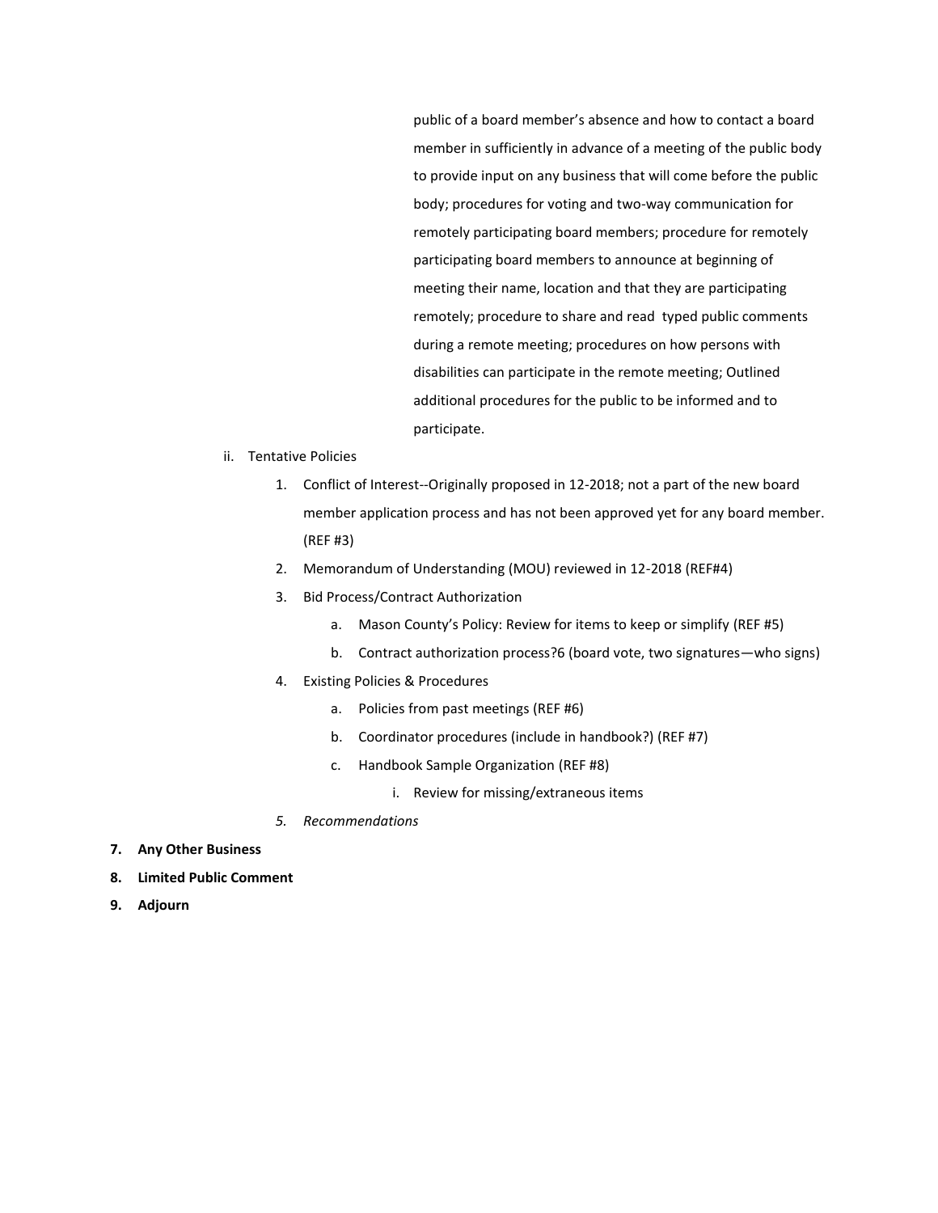public of a board member's absence and how to contact a board member in sufficiently in advance of a meeting of the public body to provide input on any business that will come before the public body; procedures for voting and two-way communication for remotely participating board members; procedure for remotely participating board members to announce at beginning of meeting their name, location and that they are participating remotely; procedure to share and read typed public comments during a remote meeting; procedures on how persons with disabilities can participate in the remote meeting; Outlined additional procedures for the public to be informed and to participate.

   ii. Tentative Policies
      1. Conflict of Interest--Originally proposed in 12-2018; not a part of the new board member application process and has not been approved yet for any board member. (REF #3)
      2. Memorandum of Understanding (MOU) reviewed in 12-2018 (REF#4)
      3. Bid Process/Contract Authorization
         a. Mason County's Policy: Review for items to keep or simplify (REF #5)
         b. Contract authorization process?6 (board vote, two signatures—who signs)
      4. Existing Policies & Procedures
         a. Policies from past meetings (REF #6)
         b. Coordinator procedures (include in handbook?) (REF #7)
         c. Handbook Sample Organization (REF #8)
            i. Review for missing/extraneous items
      5. *Recommendations*

7. **Any Other Business**
8. **Limited Public Comment**
9. **Adjourn**